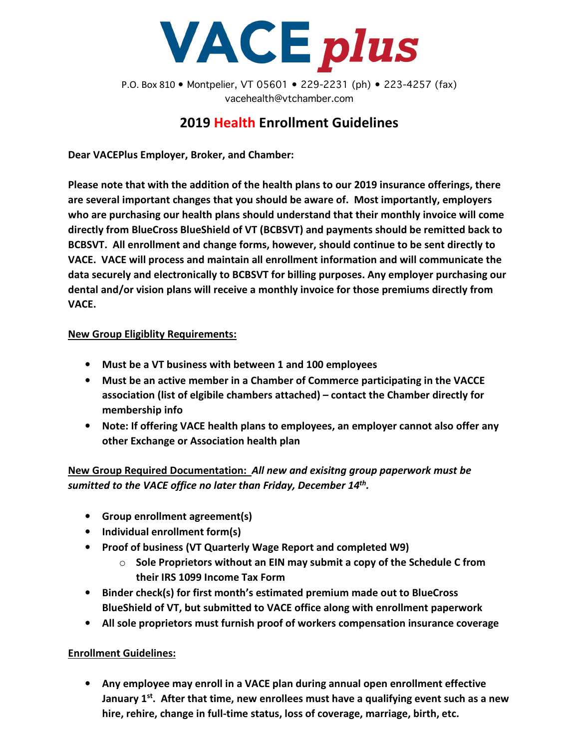# VACE plus

P.O. Box 810 • Montpelier, VT 05601 • 229-2231 (ph) • 223-4257 (fax)
vacehealth@vtchamber.com

## 2019 Health Enrollment Guidelines

**Dear VACEPlus Employer, Broker, and Chamber:**

**Please note that with the addition of the health plans to our 2019 insurance offerings, there are several important changes that you should be aware of. Most importantly, employers who are purchasing our health plans should understand that their monthly invoice will come directly from BlueCross BlueShield of VT (BCBSVT) and payments should be remitted back to BCBSVT. All enrollment and change forms, however, should continue to be sent directly to VACE. VACE will process and maintain all enrollment information and will communicate the data securely and electronically to BCBSVT for billing purposes. Any employer purchasing our dental and/or vision plans will receive a monthly invoice for those premiums directly from VACE.**

**New Group Eligiblity Requirements:**

- **Must be a VT business with between 1 and 100 employees**
- **Must be an active member in a Chamber of Commerce participating in the VACCE association (list of elgibile chambers attached) – contact the Chamber directly for membership info**
- **Note: If offering VACE health plans to employees, an employer cannot also offer any other Exchange or Association health plan**

**New Group Required Documentation:** ***All new and exisitng group paperwork must be sumitted to the VACE office no later than Friday, December 14th.***

- **Group enrollment agreement(s)**
- **Individual enrollment form(s)**
- **Proof of business (VT Quarterly Wage Report and completed W9)**
  - **Sole Proprietors without an EIN may submit a copy of the Schedule C from their IRS 1099 Income Tax Form**
- **Binder check(s) for first month's estimated premium made out to BlueCross BlueShield of VT, but submitted to VACE office along with enrollment paperwork**
- **All sole proprietors must furnish proof of workers compensation insurance coverage**

**Enrollment Guidelines:**

- **Any employee may enroll in a VACE plan during annual open enrollment effective January 1st. After that time, new enrollees must have a qualifying event such as a new hire, rehire, change in full-time status, loss of coverage, marriage, birth, etc.**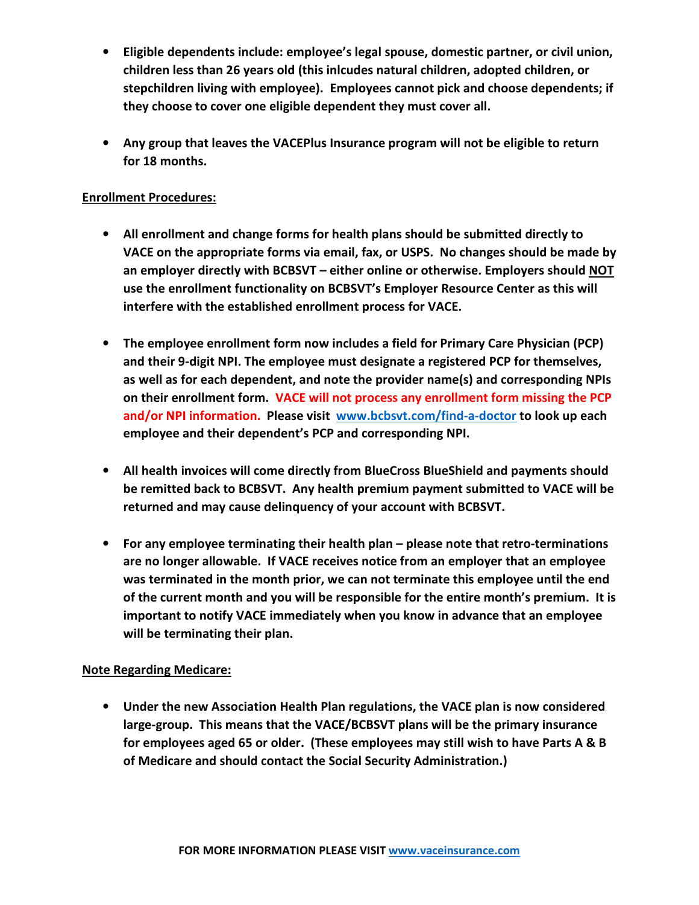- **Eligible dependents include: employee's legal spouse, domestic partner, or civil union, children less than 26 years old (this inlcudes natural children, adopted children, or stepchildren living with employee). Employees cannot pick and choose dependents; if they choose to cover one eligible dependent they must cover all.**

- **Any group that leaves the VACEPlus Insurance program will not be eligible to return for 18 months.**

**Enrollment Procedures:**

- **All enrollment and change forms for health plans should be submitted directly to VACE on the appropriate forms via email, fax, or USPS. No changes should be made by an employer directly with BCBSVT – either online or otherwise. Employers should NOT use the enrollment functionality on BCBSVT's Employer Resource Center as this will interfere with the established enrollment process for VACE.**

- **The employee enrollment form now includes a field for Primary Care Physician (PCP) and their 9-digit NPI. The employee must designate a registered PCP for themselves, as well as for each dependent, and note the provider name(s) and corresponding NPIs on their enrollment form. VACE will not process any enrollment form missing the PCP and/or NPI information. Please visit www.bcbsvt.com/find-a-doctor to look up each employee and their dependent's PCP and corresponding NPI.**

- **All health invoices will come directly from BlueCross BlueShield and payments should be remitted back to BCBSVT. Any health premium payment submitted to VACE will be returned and may cause delinquency of your account with BCBSVT.**

- **For any employee terminating their health plan – please note that retro-terminations are no longer allowable. If VACE receives notice from an employer that an employee was terminated in the month prior, we can not terminate this employee until the end of the current month and you will be responsible for the entire month's premium. It is important to notify VACE immediately when you know in advance that an employee will be terminating their plan.**

**Note Regarding Medicare:**

- **Under the new Association Health Plan regulations, the VACE plan is now considered large-group. This means that the VACE/BCBSVT plans will be the primary insurance for employees aged 65 or older. (These employees may still wish to have Parts A & B of Medicare and should contact the Social Security Administration.)**

**FOR MORE INFORMATION PLEASE VISIT www.vaceinsurance.com**